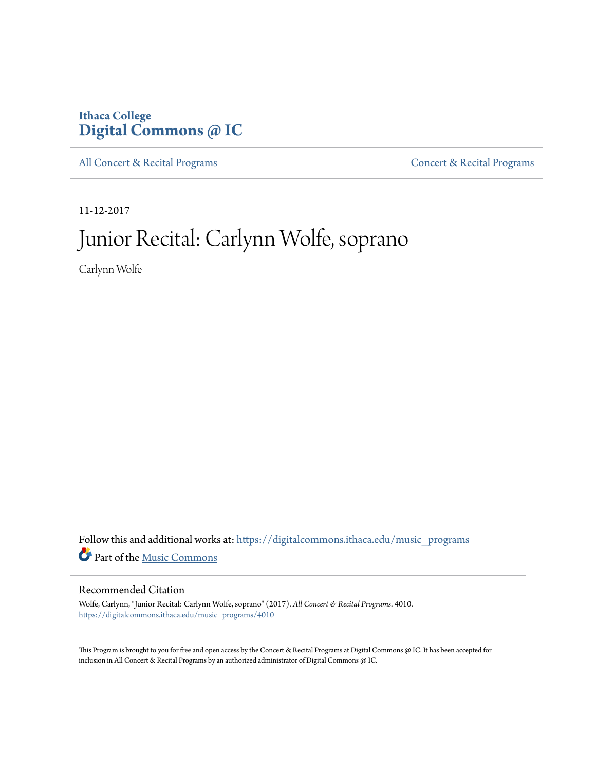Ithaca College
**Digital Commons @ IC**

All Concert & Recital Programs | Concert & Recital Programs

11-12-2017

# Junior Recital: Carlynn Wolfe, soprano

Carlynn Wolfe

Follow this and additional works at: https://digitalcommons.ithaca.edu/music_programs

Part of the Music Commons

## Recommended Citation

Wolfe, Carlynn, "Junior Recital: Carlynn Wolfe, soprano" (2017). *All Concert & Recital Programs*. 4010.
https://digitalcommons.ithaca.edu/music_programs/4010

This Program is brought to you for free and open access by the Concert & Recital Programs at Digital Commons @ IC. It has been accepted for inclusion in All Concert & Recital Programs by an authorized administrator of Digital Commons @ IC.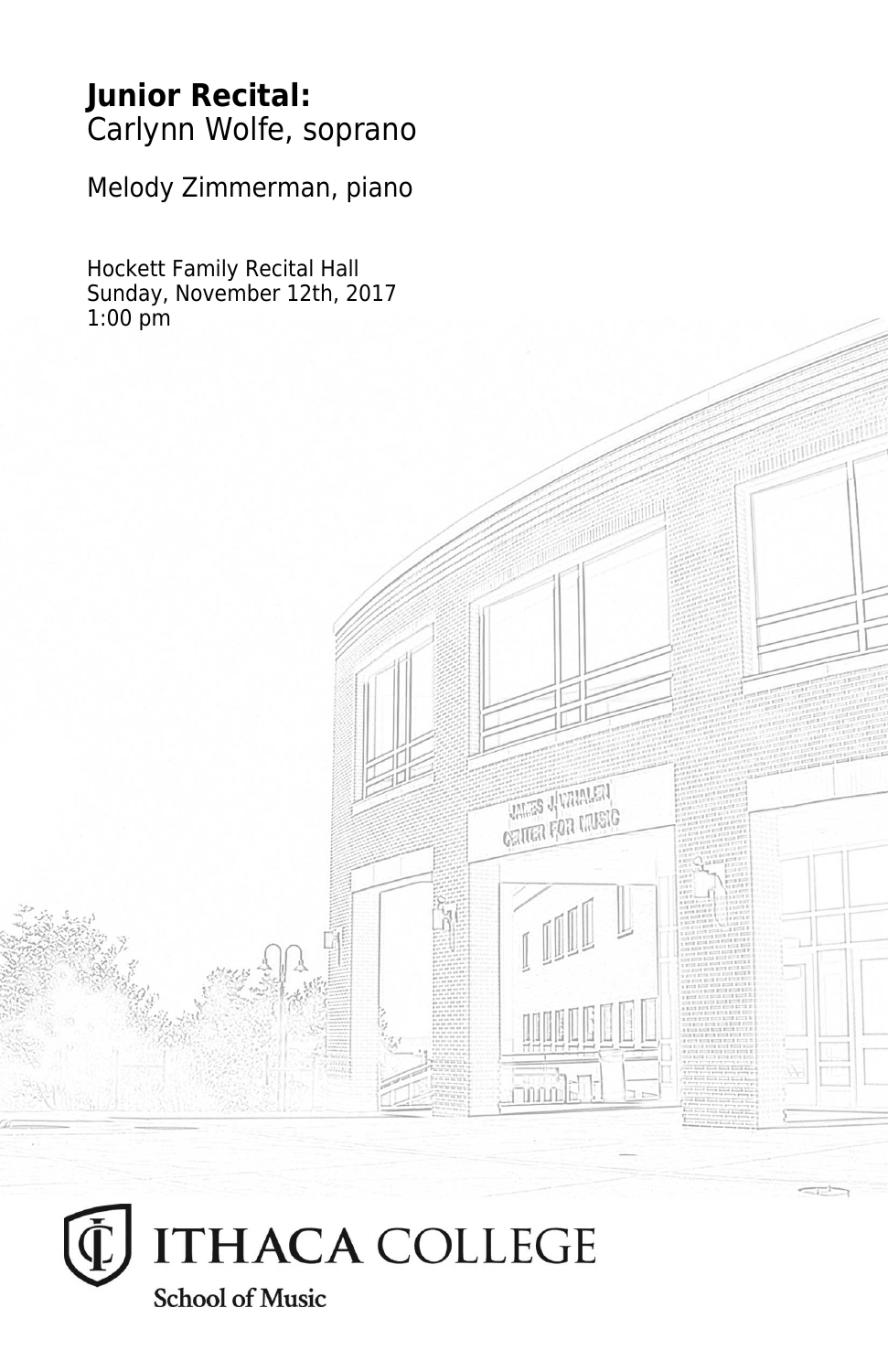**Junior Recital:**
Carlynn Wolfe, soprano

Melody Zimmerman, piano

Hockett Family Recital Hall
Sunday, November 12th, 2017
1:00 pm

ITHACA COLLEGE
School of Music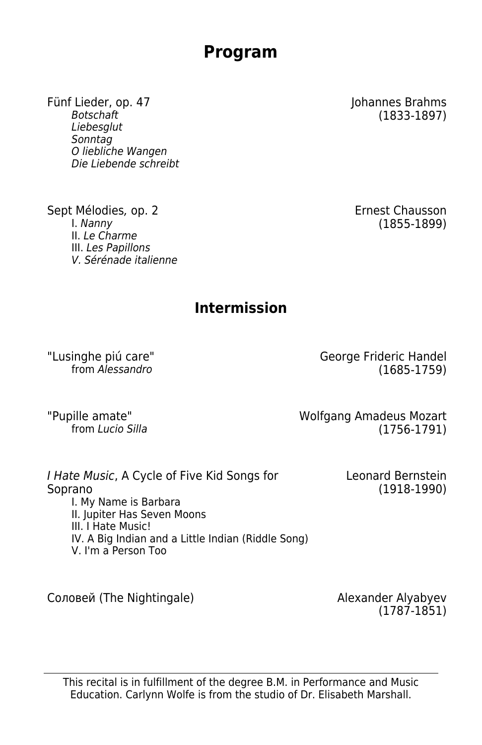# Program

Fünf Lieder, op. 47 — Johannes Brahms (1833-1897)

*Botschaft*
*Liebesglut*
*Sonntag*
*O liebliche Wangen*
*Die Liebende schreibt*

Sept Mélodies, op. 2 — Ernest Chausson (1855-1899)

I. *Nanny*
II. *Le Charme*
III. *Les Papillons*
*V. Sérénade italienne*

## Intermission

"Lusinghe piú care" — George Frideric Handel (1685-1759)
from *Alessandro*

"Pupille amate" — Wolfgang Amadeus Mozart (1756-1791)
from *Lucio Silla*

*I Hate Music*, A Cycle of Five Kid Songs for Soprano — Leonard Bernstein (1918-1990)

I. My Name is Barbara
II. Jupiter Has Seven Moons
III. I Hate Music!
IV. A Big Indian and a Little Indian (Riddle Song)
V. I'm a Person Too

Соловей (The Nightingale) — Alexander Alyabyev (1787-1851)

---

This recital is in fulfillment of the degree B.M. in Performance and Music Education. Carlynn Wolfe is from the studio of Dr. Elisabeth Marshall.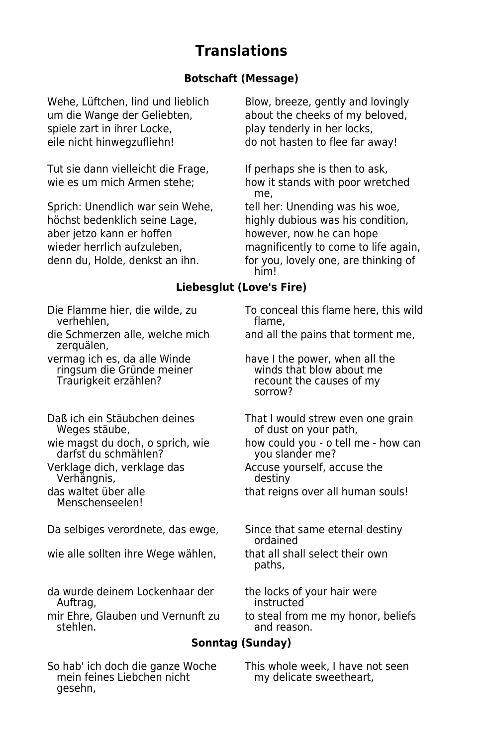# Translations

### Botschaft (Message)

| | |
|---|---|
| Wehe, Lüftchen, lind und lieblich | Blow, breeze, gently and lovingly |
| um die Wange der Geliebten, | about the cheeks of my beloved, |
| spiele zart in ihrer Locke, | play tenderly in her locks, |
| eile nicht hinwegzufliehn! | do not hasten to flee far away! |
| | |
| Tut sie dann vielleicht die Frage, | If perhaps she is then to ask, |
| wie es um mich Armen stehe; | how it stands with poor wretched me, |
| Sprich: Unendlich war sein Wehe, | tell her: Unending was his woe, |
| höchst bedenklich seine Lage, | highly dubious was his condition, |
| aber jetzo kann er hoffen | however, now he can hope |
| wieder herrlich aufzuleben, | magnificently to come to life again, |
| denn du, Holde, denkst an ihn. | for you, lovely one, are thinking of him! |

### Liebesglut (Love's Fire)

| | |
|---|---|
| Die Flamme hier, die wilde, zu verhehlen, | To conceal this flame here, this wild flame, |
| die Schmerzen alle, welche mich zerquälen, | and all the pains that torment me, |
| vermag ich es, da alle Winde ringsum die Gründe meiner Traurigkeit erzählen? | have I the power, when all the winds that blow about me recount the causes of my sorrow? |
| | |
| Daß ich ein Stäubchen deines Weges stäube, | That I would strew even one grain of dust on your path, |
| wie magst du doch, o sprich, wie darfst du schmählen? | how could you - o tell me - how can you slander me? |
| Verklage dich, verklage das Verhängnis, | Accuse yourself, accuse the destiny |
| das waltet über alle Menschenseelen! | that reigns over all human souls! |
| | |
| Da selbiges verordnete, das ewge, | Since that same eternal destiny ordained |
| wie alle sollten ihre Wege wählen, | that all shall select their own paths, |
| | |
| da wurde deinem Lockenhaar der Auftrag, | the locks of your hair were instructed |
| mir Ehre, Glauben und Vernunft zu stehlen. | to steal from me my honor, beliefs and reason. |

### Sonntag (Sunday)

| | |
|---|---|
| So hab' ich doch die ganze Woche mein feines Liebchen nicht gesehn, | This whole week, I have not seen my delicate sweetheart, |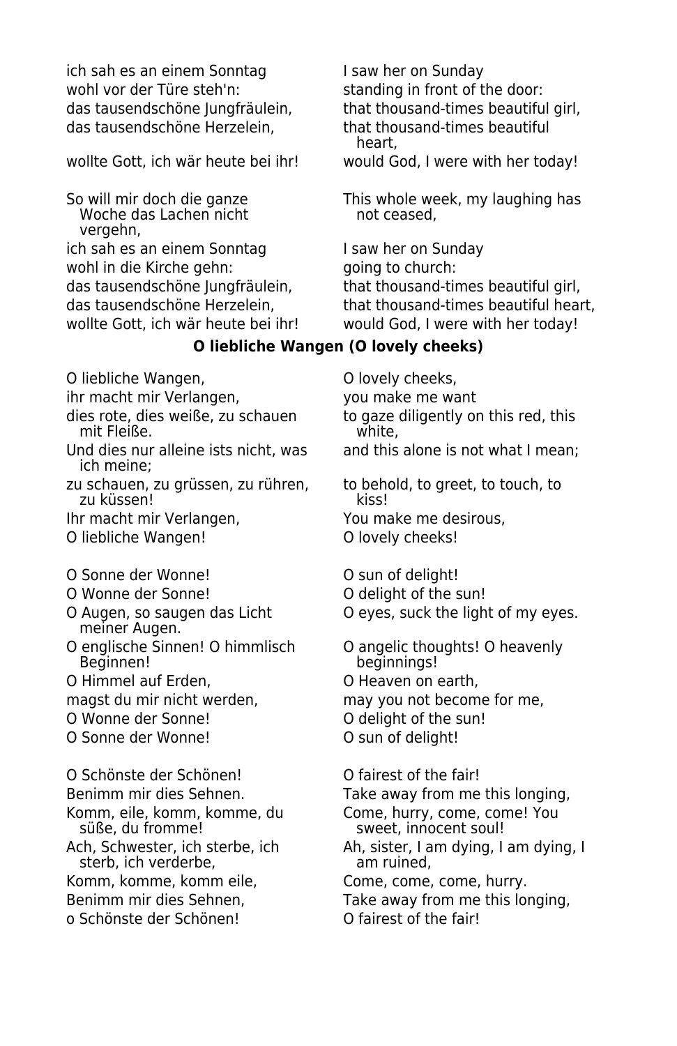| | |
|---|---|
| ich sah es an einem Sonntag | I saw her on Sunday |
| wohl vor der Türe steh'n: | standing in front of the door: |
| das tausendschöne Jungfräulein, | that thousand-times beautiful girl, |
| das tausendschöne Herzelein, | that thousand-times beautiful heart, |
| wollte Gott, ich wär heute bei ihr! | would God, I were with her today! |
| | |
| So will mir doch die ganze Woche das Lachen nicht vergehn, | This whole week, my laughing has not ceased, |
| ich sah es an einem Sonntag | I saw her on Sunday |
| wohl in die Kirche gehn: | going to church: |
| das tausendschöne Jungfräulein, | that thousand-times beautiful girl, |
| das tausendschöne Herzelein, | that thousand-times beautiful heart, |
| wollte Gott, ich wär heute bei ihr! | would God, I were with her today! |

**O liebliche Wangen (O lovely cheeks)**

| | |
|---|---|
| O liebliche Wangen, | O lovely cheeks, |
| ihr macht mir Verlangen, | you make me want |
| dies rote, dies weiße, zu schauen mit Fleiße. | to gaze diligently on this red, this white, |
| Und dies nur alleine ists nicht, was ich meine; | and this alone is not what I mean; |
| zu schauen, zu grüssen, zu rühren, zu küssen! | to behold, to greet, to touch, to kiss! |
| Ihr macht mir Verlangen, | You make me desirous, |
| O liebliche Wangen! | O lovely cheeks! |
| | |
| O Sonne der Wonne! | O sun of delight! |
| O Wonne der Sonne! | O delight of the sun! |
| O Augen, so saugen das Licht meiner Augen. | O eyes, suck the light of my eyes. |
| O englische Sinnen! O himmlisch Beginnen! | O angelic thoughts! O heavenly beginnings! |
| O Himmel auf Erden, | O Heaven on earth, |
| magst du mir nicht werden, | may you not become for me, |
| O Wonne der Sonne! | O delight of the sun! |
| O Sonne der Wonne! | O sun of delight! |
| | |
| O Schönste der Schönen! | O fairest of the fair! |
| Benimm mir dies Sehnen. | Take away from me this longing, |
| Komm, eile, komm, komme, du süße, du fromme! | Come, hurry, come, come! You sweet, innocent soul! |
| Ach, Schwester, ich sterbe, ich sterb, ich verderbe, | Ah, sister, I am dying, I am dying, I am ruined, |
| Komm, komme, komm eile, | Come, come, come, hurry. |
| Benimm mir dies Sehnen, | Take away from me this longing, |
| o Schönste der Schönen! | O fairest of the fair! |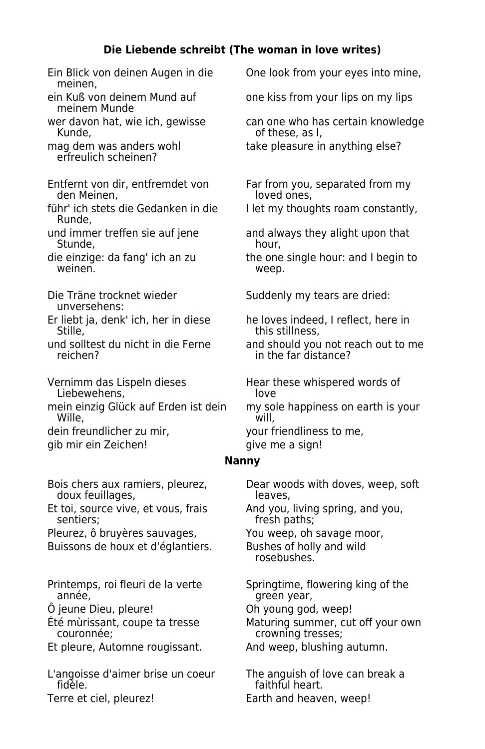### Die Liebende schreibt (The woman in love writes)

| | |
|---|---|
| Ein Blick von deinen Augen in die meinen, | One look from your eyes into mine, |
| ein Kuß von deinem Mund auf meinem Munde | one kiss from your lips on my lips |
| wer davon hat, wie ich, gewisse Kunde, | can one who has certain knowledge of these, as I, |
| mag dem was anders wohl erfreulich scheinen? | take pleasure in anything else? |
| | |
| Entfernt von dir, entfremdet von den Meinen, | Far from you, separated from my loved ones, |
| führ' ich stets die Gedanken in die Runde, | I let my thoughts roam constantly, |
| und immer treffen sie auf jene Stunde, | and always they alight upon that hour, |
| die einzige: da fang' ich an zu weinen. | the one single hour: and I begin to weep. |
| | |
| Die Träne trocknet wieder unversehens: | Suddenly my tears are dried: |
| Er liebt ja, denk' ich, her in diese Stille, | he loves indeed, I reflect, here in this stillness, |
| und solltest du nicht in die Ferne reichen? | and should you not reach out to me in the far distance? |
| | |
| Vernimm das Lispeln dieses Liebewehens, | Hear these whispered words of love |
| mein einzig Glück auf Erden ist dein Wille, | my sole happiness on earth is your will, |
| dein freundlicher zu mir, | your friendliness to me, |
| gib mir ein Zeichen! | give me a sign! |

### Nanny

| | |
|---|---|
| Bois chers aux ramiers, pleurez, doux feuillages, | Dear woods with doves, weep, soft leaves, |
| Et toi, source vive, et vous, frais sentiers; | And you, living spring, and you, fresh paths; |
| Pleurez, ô bruyères sauvages, | You weep, oh savage moor, |
| Buissons de houx et d'églantiers. | Bushes of holly and wild rosebushes. |
| | |
| Printemps, roi fleuri de la verte année, | Springtime, flowering king of the green year, |
| Ô jeune Dieu, pleure! | Oh young god, weep! |
| Été mùrissant, coupe ta tresse couronnée; | Maturing summer, cut off your own crowning tresses; |
| Et pleure, Automne rougissant. | And weep, blushing autumn. |
| | |
| L'angoisse d'aimer brise un coeur fidèle. | The anguish of love can break a faithful heart. |
| Terre et ciel, pleurez! | Earth and heaven, weep! |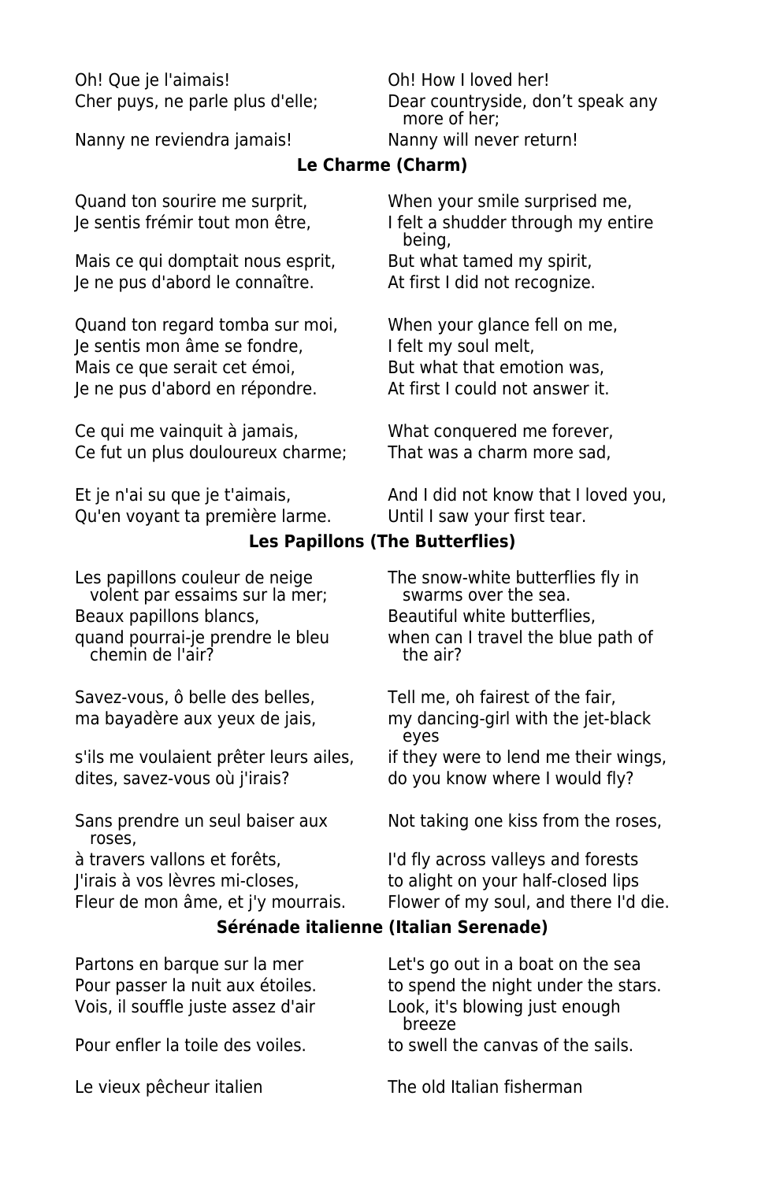| | |
|---|---|
| Oh! Que je l'aimais! | Oh! How I loved her! |
| Cher puys, ne parle plus d'elle; | Dear countryside, don’t speak any more of her; |
| Nanny ne reviendra jamais! | Nanny will never return! |

### Le Charme (Charm)

| | |
|---|---|
| Quand ton sourire me surprit, | When your smile surprised me, |
| Je sentis frémir tout mon être, | I felt a shudder through my entire being, |
| Mais ce qui domptait nous esprit, | But what tamed my spirit, |
| Je ne pus d'abord le connaître. | At first I did not recognize. |
| | |
| Quand ton regard tomba sur moi, | When your glance fell on me, |
| Je sentis mon âme se fondre, | I felt my soul melt, |
| Mais ce que serait cet émoi, | But what that emotion was, |
| Je ne pus d'abord en répondre. | At first I could not answer it. |
| | |
| Ce qui me vainquit à jamais, | What conquered me forever, |
| Ce fut un plus douloureux charme; | That was a charm more sad, |
| | |
| Et je n'ai su que je t'aimais, | And I did not know that I loved you, |
| Qu'en voyant ta première larme. | Until I saw your first tear. |

### Les Papillons (The Butterflies)

| | |
|---|---|
| Les papillons couleur de neige volent par essaims sur la mer; | The snow-white butterflies fly in swarms over the sea. |
| Beaux papillons blancs, | Beautiful white butterflies, |
| quand pourrai-je prendre le bleu chemin de l'air? | when can I travel the blue path of the air? |
| | |
| Savez-vous, ô belle des belles, | Tell me, oh fairest of the fair, |
| ma bayadère aux yeux de jais, | my dancing-girl with the jet-black eyes |
| s'ils me voulaient prêter leurs ailes, | if they were to lend me their wings, |
| dites, savez-vous où j'irais? | do you know where I would fly? |
| | |
| Sans prendre un seul baiser aux roses, | Not taking one kiss from the roses, |
| à travers vallons et forêts, | I'd fly across valleys and forests |
| J'irais à vos lèvres mi-closes, | to alight on your half-closed lips |
| Fleur de mon âme, et j'y mourrais. | Flower of my soul, and there I'd die. |

### Sérénade italienne (Italian Serenade)

| | |
|---|---|
| Partons en barque sur la mer | Let's go out in a boat on the sea |
| Pour passer la nuit aux étoiles. | to spend the night under the stars. |
| Vois, il souffle juste assez d'air | Look, it's blowing just enough breeze |
| Pour enfler la toile des voiles. | to swell the canvas of the sails. |
| | |
| Le vieux pêcheur italien | The old Italian fisherman |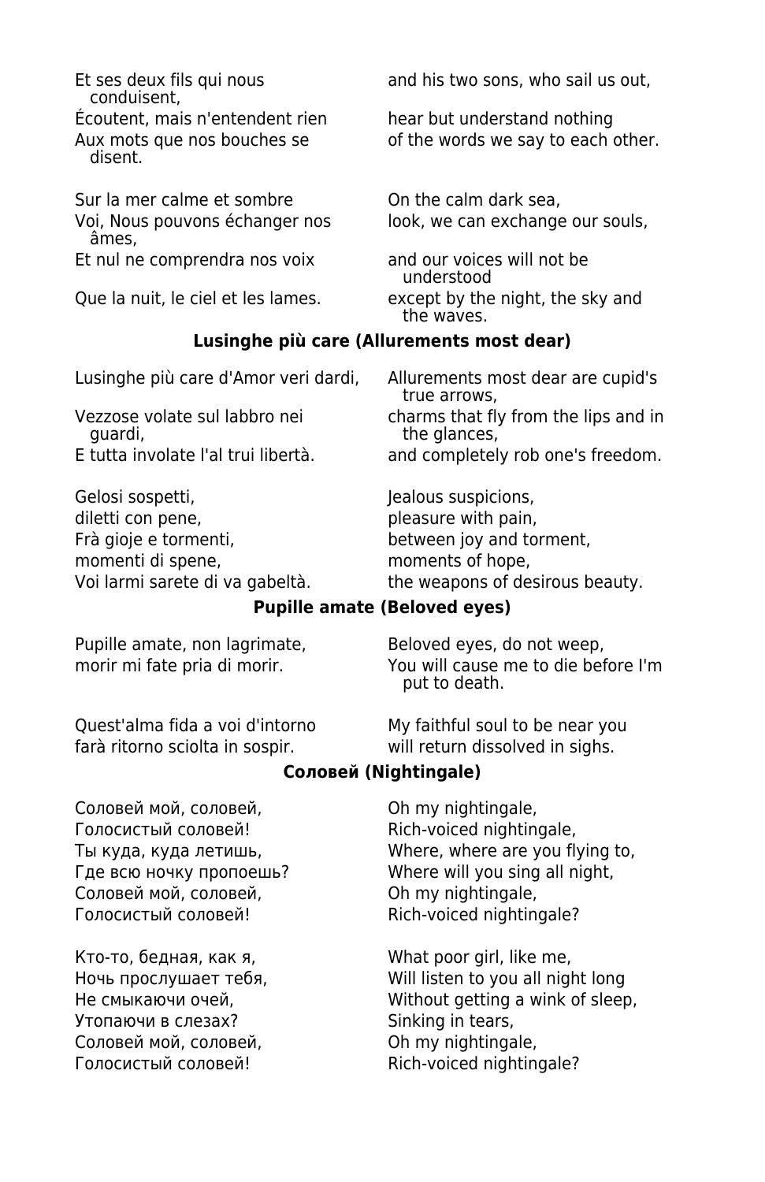| | |
|---|---|
| Et ses deux fils qui nous conduisent, | and his two sons, who sail us out, |
| Écoutent, mais n'entendent rien | hear but understand nothing |
| Aux mots que nos bouches se disent. | of the words we say to each other. |
| | |
| Sur la mer calme et sombre | On the calm dark sea, |
| Voi, Nous pouvons échanger nos âmes, | look, we can exchange our souls, |
| Et nul ne comprendra nos voix | and our voices will not be understood |
| Que la nuit, le ciel et les lames. | except by the night, the sky and the waves. |

### Lusinghe più care (Allurements most dear)

| | |
|---|---|
| Lusinghe più care d'Amor veri dardi, | Allurements most dear are cupid's true arrows, |
| Vezzose volate sul labbro nei guardi, | charms that fly from the lips and in the glances, |
| E tutta involate l'al trui libertà. | and completely rob one's freedom. |
| | |
| Gelosi sospetti, | Jealous suspicions, |
| diletti con pene, | pleasure with pain, |
| Frà gioje e tormenti, | between joy and torment, |
| momenti di spene, | moments of hope, |
| Voi larmi sarete di va gabeltà. | the weapons of desirous beauty. |

### Pupille amate (Beloved eyes)

| | |
|---|---|
| Pupille amate, non lagrimate, | Beloved eyes, do not weep, |
| morir mi fate pria di morir. | You will cause me to die before I'm put to death. |
| | |
| Quest'alma fida a voi d'intorno | My faithful soul to be near you |
| farà ritorno sciolta in sospir. | will return dissolved in sighs. |

### Соловей (Nightingale)

| | |
|---|---|
| Соловей мой, соловей, | Oh my nightingale, |
| Голосистый соловей! | Rich-voiced nightingale, |
| Ты куда, куда летишь, | Where, where are you flying to, |
| Где всю ночку пропоешь? | Where will you sing all night, |
| Соловей мой, соловей, | Oh my nightingale, |
| Голосистый соловей! | Rich-voiced nightingale? |
| | |
| Кто-то, бедная, как я, | What poor girl, like me, |
| Ночь прослушает тебя, | Will listen to you all night long |
| Не смыкаючи очей, | Without getting a wink of sleep, |
| Утопаючи в слезах? | Sinking in tears, |
| Соловей мой, соловей, | Oh my nightingale, |
| Голосистый соловей! | Rich-voiced nightingale? |